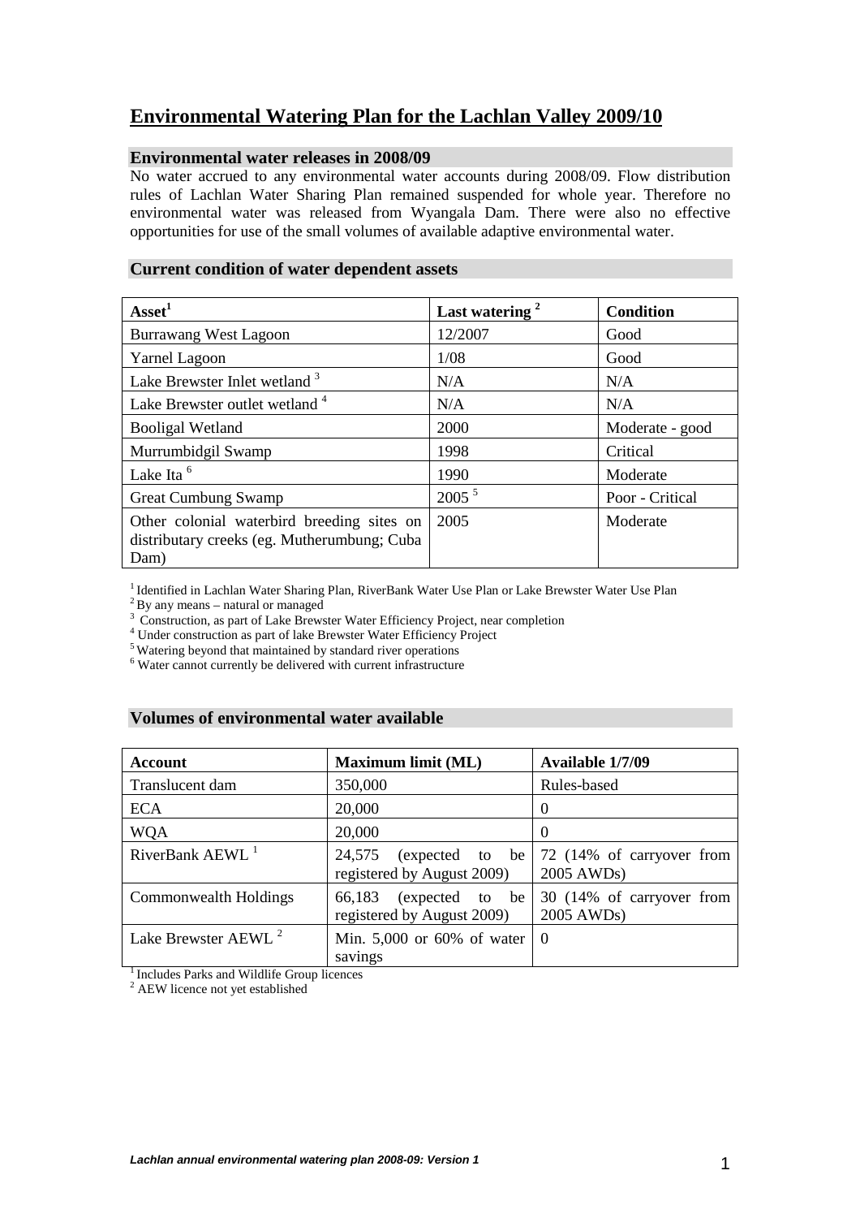# Environmental Watering Plan for the Lachlan Valley 2009/10

## Environmental water releases in 2008/09

No water accrued to any environmental water accounts during 2008/09. Flow distribution rules of Lachlan Water Sharing Plan remained suspended for whole year. Therefore no environmental water was released from Wyangala Dam. There were also no effective opportunities for use of the small volumes of available adaptive environmental water.

## Current condition of water dependent assets

| Asset[1] | Last watering [2] | Condition |
|---|---|---|
| Burrawang West Lagoon | 12/2007 | Good |
| Yarnel Lagoon | 1/08 | Good |
| Lake Brewster Inlet wetland [3] | N/A | N/A |
| Lake Brewster outlet wetland [4] | N/A | N/A |
| Booligal Wetland | 2000 | Moderate - good |
| Murrumbidgil Swamp | 1998 | Critical |
| Lake Ita [6] | 1990 | Moderate |
| Great Cumbung Swamp | 2005 [5] | Poor - Critical |
| Other colonial waterbird breeding sites on distributary creeks (eg. Mutherumbung; Cuba Dam) | 2005 | Moderate |

[1] Identified in Lachlan Water Sharing Plan, RiverBank Water Use Plan or Lake Brewster Water Use Plan
[2] By any means – natural or managed
[3] Construction, as part of Lake Brewster Water Efficiency Project, near completion
[4] Under construction as part of lake Brewster Water Efficiency Project
[5] Watering beyond that maintained by standard river operations
[6] Water cannot currently be delivered with current infrastructure

## Volumes of environmental water available

| Account | Maximum limit (ML) | Available 1/7/09 |
|---|---|---|
| Translucent dam | 350,000 | Rules-based |
| ECA | 20,000 | 0 |
| WQA | 20,000 | 0 |
| RiverBank AEWL [1] | 24,575 (expected to be registered by August 2009) | 72 (14% of carryover from 2005 AWDs) |
| Commonwealth Holdings | 66,183 (expected to be registered by August 2009) | 30 (14% of carryover from 2005 AWDs) |
| Lake Brewster AEWL [2] | Min. 5,000 or 60% of water savings | 0 |

[1] Includes Parks and Wildlife Group licences
[2] AEW licence not yet established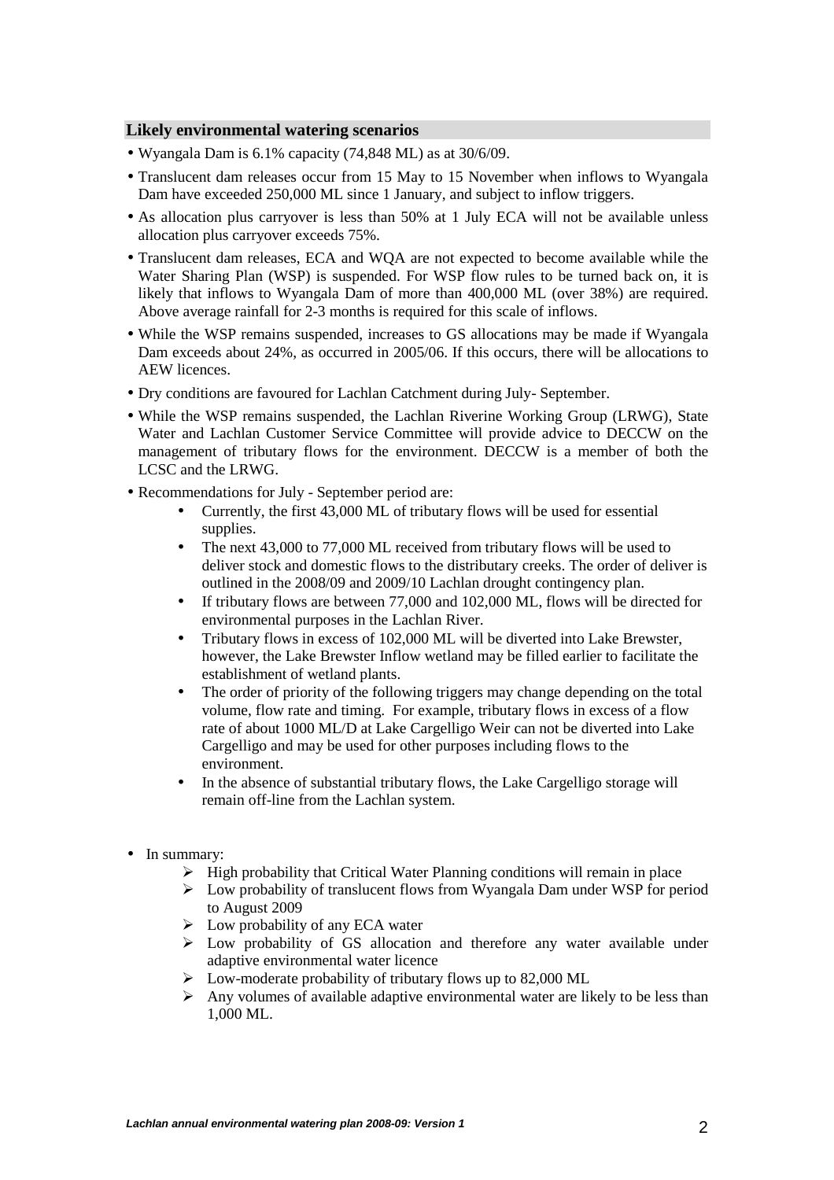## Likely environmental watering scenarios

- Wyangala Dam is 6.1% capacity (74,848 ML) as at 30/6/09.
- Translucent dam releases occur from 15 May to 15 November when inflows to Wyangala Dam have exceeded 250,000 ML since 1 January, and subject to inflow triggers.
- As allocation plus carryover is less than 50% at 1 July ECA will not be available unless allocation plus carryover exceeds 75%.
- Translucent dam releases, ECA and WQA are not expected to become available while the Water Sharing Plan (WSP) is suspended. For WSP flow rules to be turned back on, it is likely that inflows to Wyangala Dam of more than 400,000 ML (over 38%) are required. Above average rainfall for 2-3 months is required for this scale of inflows.
- While the WSP remains suspended, increases to GS allocations may be made if Wyangala Dam exceeds about 24%, as occurred in 2005/06. If this occurs, there will be allocations to AEW licences.
- Dry conditions are favoured for Lachlan Catchment during July- September.
- While the WSP remains suspended, the Lachlan Riverine Working Group (LRWG), State Water and Lachlan Customer Service Committee will provide advice to DECCW on the management of tributary flows for the environment. DECCW is a member of both the LCSC and the LRWG.
- Recommendations for July - September period are:
  - Currently, the first 43,000 ML of tributary flows will be used for essential supplies.
  - The next 43,000 to 77,000 ML received from tributary flows will be used to deliver stock and domestic flows to the distributary creeks. The order of deliver is outlined in the 2008/09 and 2009/10 Lachlan drought contingency plan.
  - If tributary flows are between 77,000 and 102,000 ML, flows will be directed for environmental purposes in the Lachlan River.
  - Tributary flows in excess of 102,000 ML will be diverted into Lake Brewster, however, the Lake Brewster Inflow wetland may be filled earlier to facilitate the establishment of wetland plants.
  - The order of priority of the following triggers may change depending on the total volume, flow rate and timing. For example, tributary flows in excess of a flow rate of about 1000 ML/D at Lake Cargelligo Weir can not be diverted into Lake Cargelligo and may be used for other purposes including flows to the environment.
  - In the absence of substantial tributary flows, the Lake Cargelligo storage will remain off-line from the Lachlan system.

- In summary:
  - High probability that Critical Water Planning conditions will remain in place
  - Low probability of translucent flows from Wyangala Dam under WSP for period to August 2009
  - Low probability of any ECA water
  - Low probability of GS allocation and therefore any water available under adaptive environmental water licence
  - Low-moderate probability of tributary flows up to 82,000 ML
  - Any volumes of available adaptive environmental water are likely to be less than 1,000 ML.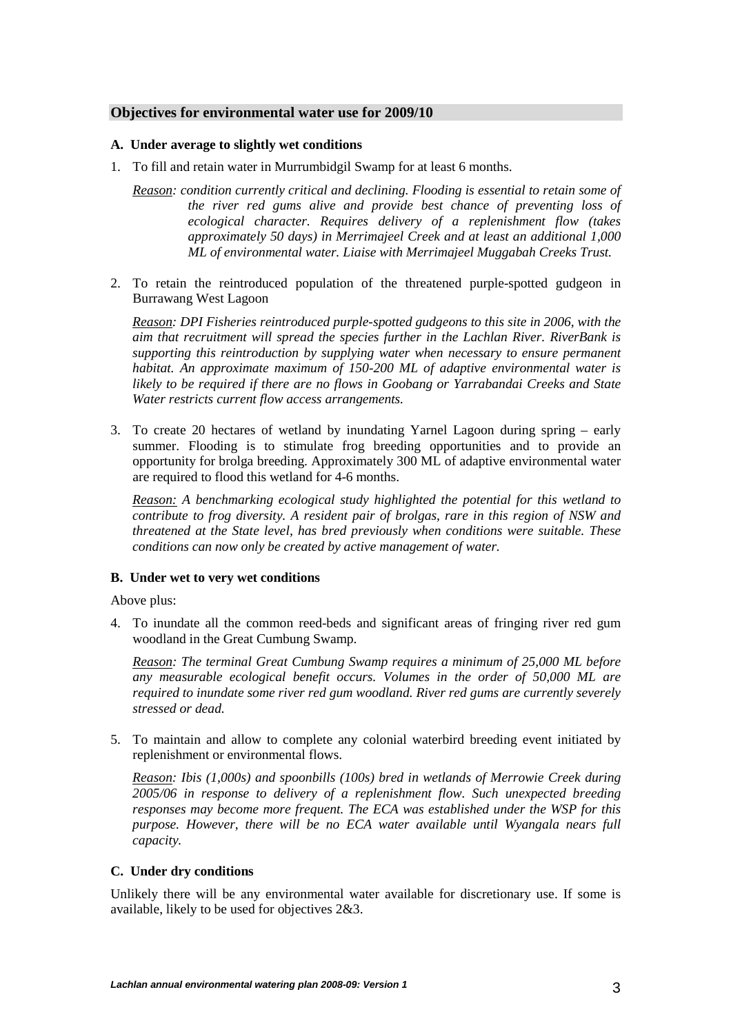## Objectives for environmental water use for 2009/10

### A. Under average to slightly wet conditions

1. To fill and retain water in Murrumbidgil Swamp for at least 6 months.

   *Reason: condition currently critical and declining. Flooding is essential to retain some of the river red gums alive and provide best chance of preventing loss of ecological character. Requires delivery of a replenishment flow (takes approximately 50 days) in Merrimajeel Creek and at least an additional 1,000 ML of environmental water. Liaise with Merrimajeel Muggabah Creeks Trust.*

2. To retain the reintroduced population of the threatened purple-spotted gudgeon in Burrawang West Lagoon

   *Reason: DPI Fisheries reintroduced purple-spotted gudgeons to this site in 2006, with the aim that recruitment will spread the species further in the Lachlan River. RiverBank is supporting this reintroduction by supplying water when necessary to ensure permanent habitat. An approximate maximum of 150-200 ML of adaptive environmental water is likely to be required if there are no flows in Goobang or Yarrabandai Creeks and State Water restricts current flow access arrangements.*

3. To create 20 hectares of wetland by inundating Yarnel Lagoon during spring – early summer. Flooding is to stimulate frog breeding opportunities and to provide an opportunity for brolga breeding. Approximately 300 ML of adaptive environmental water are required to flood this wetland for 4-6 months.

   *Reason: A benchmarking ecological study highlighted the potential for this wetland to contribute to frog diversity. A resident pair of brolgas, rare in this region of NSW and threatened at the State level, has bred previously when conditions were suitable. These conditions can now only be created by active management of water.*

### B. Under wet to very wet conditions

Above plus:

4. To inundate all the common reed-beds and significant areas of fringing river red gum woodland in the Great Cumbung Swamp.

   *Reason: The terminal Great Cumbung Swamp requires a minimum of 25,000 ML before any measurable ecological benefit occurs. Volumes in the order of 50,000 ML are required to inundate some river red gum woodland. River red gums are currently severely stressed or dead.*

5. To maintain and allow to complete any colonial waterbird breeding event initiated by replenishment or environmental flows.

   *Reason: Ibis (1,000s) and spoonbills (100s) bred in wetlands of Merrowie Creek during 2005/06 in response to delivery of a replenishment flow. Such unexpected breeding responses may become more frequent. The ECA was established under the WSP for this purpose. However, there will be no ECA water available until Wyangala nears full capacity.*

### C. Under dry conditions

Unlikely there will be any environmental water available for discretionary use. If some is available, likely to be used for objectives 2&3.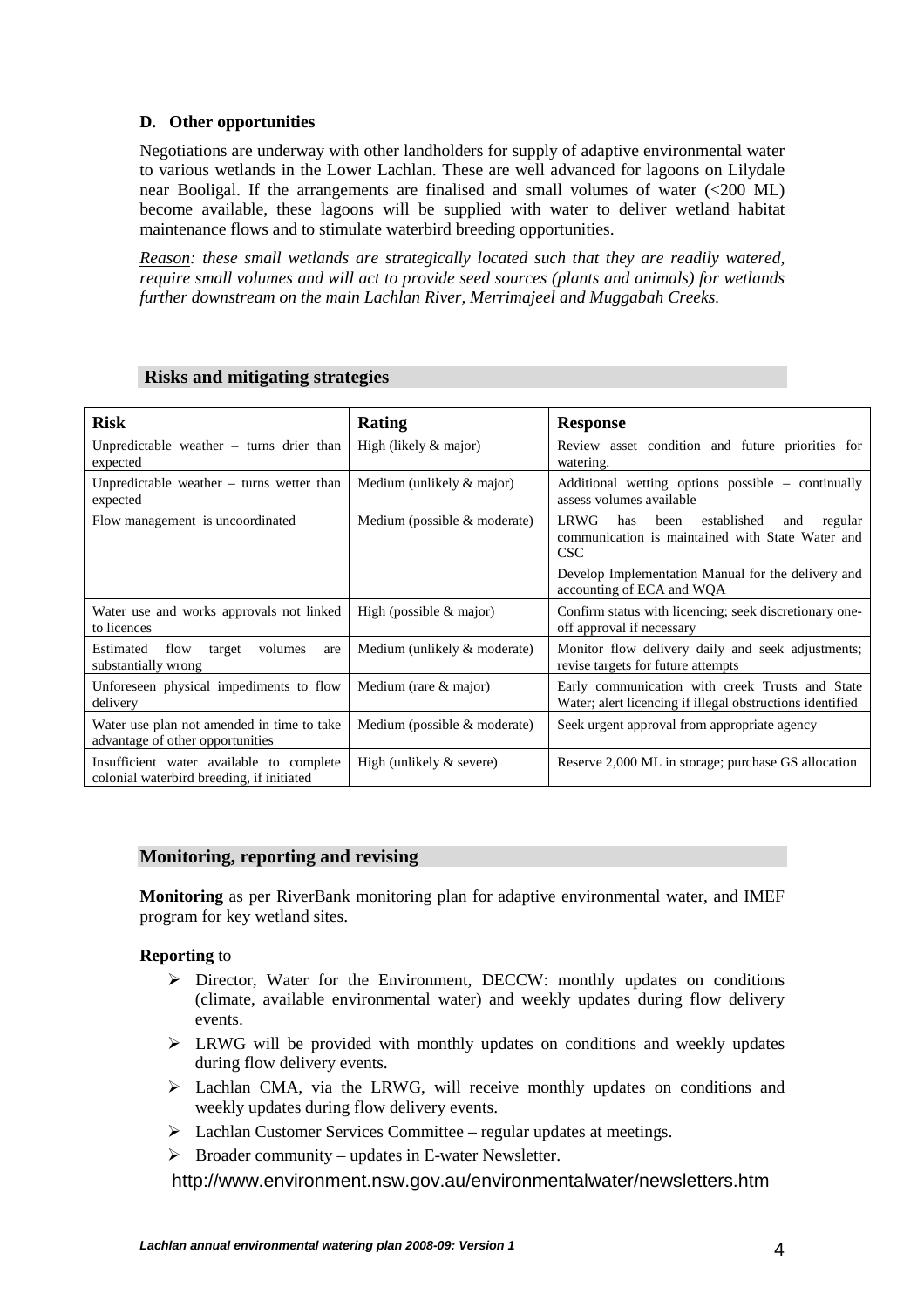### D. Other opportunities

Negotiations are underway with other landholders for supply of adaptive environmental water to various wetlands in the Lower Lachlan. These are well advanced for lagoons on Lilydale near Booligal. If the arrangements are finalised and small volumes of water (<200 ML) become available, these lagoons will be supplied with water to deliver wetland habitat maintenance flows and to stimulate waterbird breeding opportunities.

*Reason: these small wetlands are strategically located such that they are readily watered, require small volumes and will act to provide seed sources (plants and animals) for wetlands further downstream on the main Lachlan River, Merrimajeel and Muggabah Creeks.*

## Risks and mitigating strategies

| Risk | Rating | Response |
|---|---|---|
| Unpredictable weather – turns drier than expected | High (likely & major) | Review asset condition and future priorities for watering. |
| Unpredictable weather – turns wetter than expected | Medium (unlikely & major) | Additional wetting options possible – continually assess volumes available |
| Flow management is uncoordinated | Medium (possible & moderate) | LRWG has been established and regular communication is maintained with State Water and CSC<br><br>Develop Implementation Manual for the delivery and accounting of ECA and WQA |
| Water use and works approvals not linked to licences | High (possible & major) | Confirm status with licencing; seek discretionary one-off approval if necessary |
| Estimated flow target volumes are substantially wrong | Medium (unlikely & moderate) | Monitor flow delivery daily and seek adjustments; revise targets for future attempts |
| Unforeseen physical impediments to flow delivery | Medium (rare & major) | Early communication with creek Trusts and State Water; alert licencing if illegal obstructions identified |
| Water use plan not amended in time to take advantage of other opportunities | Medium (possible & moderate) | Seek urgent approval from appropriate agency |
| Insufficient water available to complete colonial waterbird breeding, if initiated | High (unlikely & severe) | Reserve 2,000 ML in storage; purchase GS allocation |

## Monitoring, reporting and revising

**Monitoring** as per RiverBank monitoring plan for adaptive environmental water, and IMEF program for key wetland sites.

**Reporting** to

- Director, Water for the Environment, DECCW: monthly updates on conditions (climate, available environmental water) and weekly updates during flow delivery events.
- LRWG will be provided with monthly updates on conditions and weekly updates during flow delivery events.
- Lachlan CMA, via the LRWG, will receive monthly updates on conditions and weekly updates during flow delivery events.
- Lachlan Customer Services Committee – regular updates at meetings.
- Broader community – updates in E-water Newsletter.

http://www.environment.nsw.gov.au/environmentalwater/newsletters.htm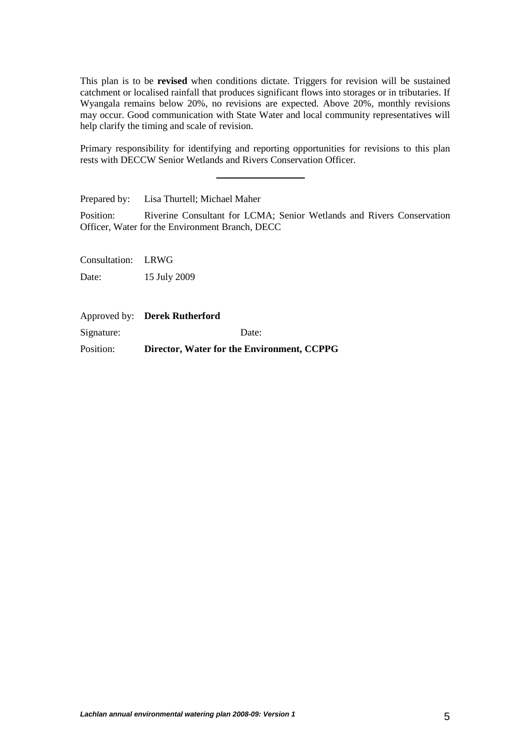This plan is to be **revised** when conditions dictate. Triggers for revision will be sustained catchment or localised rainfall that produces significant flows into storages or in tributaries. If Wyangala remains below 20%, no revisions are expected. Above 20%, monthly revisions may occur. Good communication with State Water and local community representatives will help clarify the timing and scale of revision.

Primary responsibility for identifying and reporting opportunities for revisions to this plan rests with DECCW Senior Wetlands and Rivers Conservation Officer.

---

Prepared by: Lisa Thurtell; Michael Maher

Position: Riverine Consultant for LCMA; Senior Wetlands and Rivers Conservation Officer, Water for the Environment Branch, DECC

Consultation: LRWG

Date: 15 July 2009

Approved by: **Derek Rutherford**

Signature: Date:

Position: **Director, Water for the Environment, CCPPG**